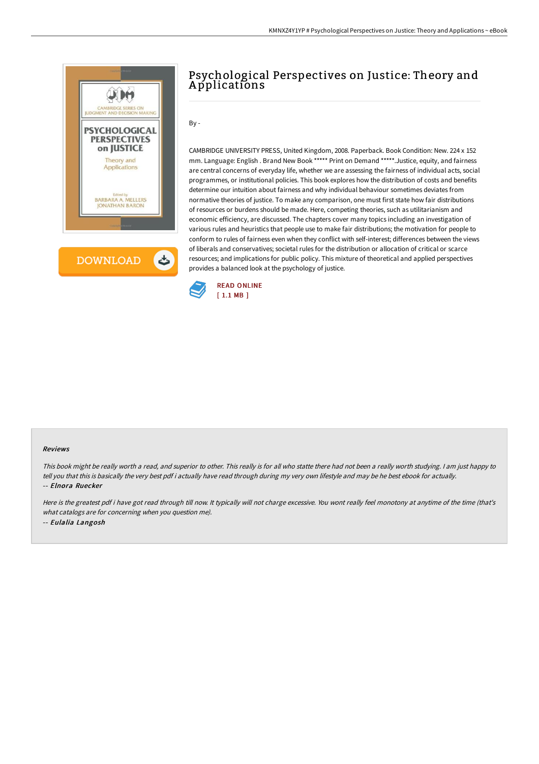# Psychological Perspectives on Justice: Theory and Applications

By -

CAMBRIDGE UNIVERSITY PRESS, United Kingdom, 2008. Paperback. Book Condition: New. 224 x 152 mm. Language: English . Brand New Book ***** Print on Demand *****.Justice, equity, and fairness are central concerns of everyday life, whether we are assessing the fairness of individual acts, social programmes, or institutional policies. This book explores how the distribution of costs and benefits determine our intuition about fairness and why individual behaviour sometimes deviates from normative theories of justice. To make any comparison, one must first state how fair distributions of resources or burdens should be made. Here, competing theories, such as utilitarianism and economic efficiency, are discussed. The chapters cover many topics including an investigation of various rules and heuristics that people use to make fair distributions; the motivation for people to conform to rules of fairness even when they conflict with self-interest; differences between the views of liberals and conservatives; societal rules for the distribution or allocation of critical or scarce resources; and implications for public policy. This mixture of theoretical and applied perspectives provides a balanced look at the psychology of justice.

READ ONLINE
[ 1.1 MB ]

#### Reviews

*This book might be really worth a read, and superior to other. This really is for all who statte there had not been a really worth studying. I am just happy to tell you that this is basically the very best pdf i actually have read through during my very own lifestyle and may be he best ebook for actually.*

*-- Elnora Ruecker*

*Here is the greatest pdf i have got read through till now. It typically will not charge excessive. You wont really feel monotony at anytime of the time (that's what catalogs are for concerning when you question me).*

*-- Eulalia Langosh*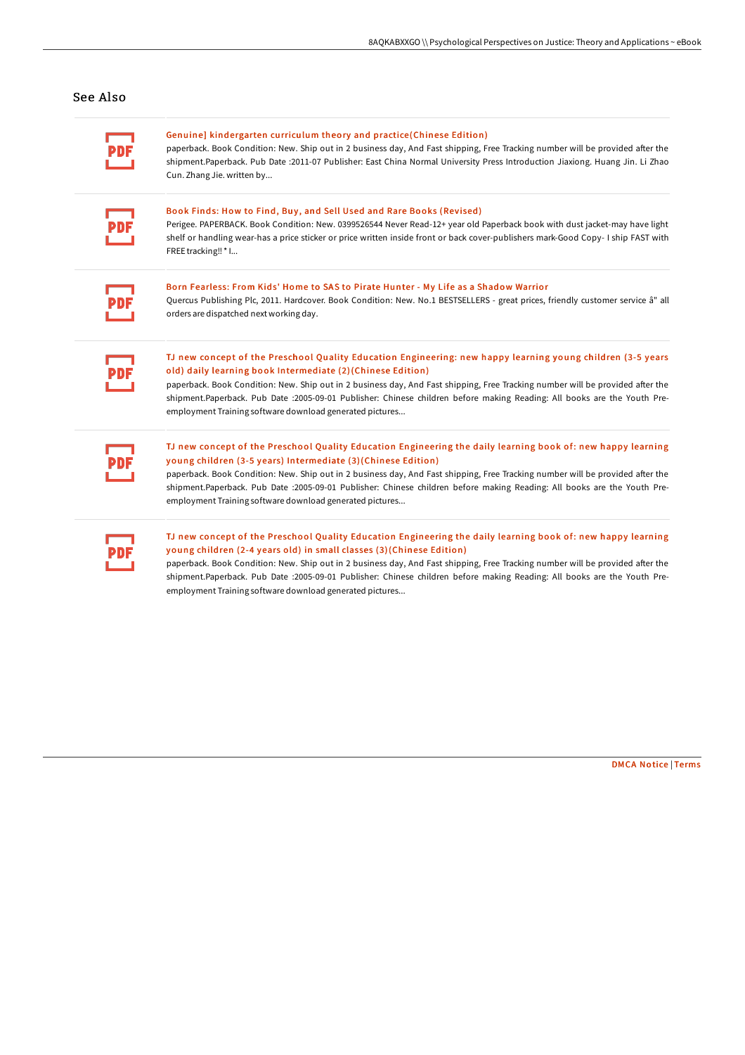## See Also

**Genuine] kindergarten curriculum theory and practice(Chinese Edition)**

paperback. Book Condition: New. Ship out in 2 business day, And Fast shipping, Free Tracking number will be provided after the shipment.Paperback. Pub Date :2011-07 Publisher: East China Normal University Press Introduction Jiaxiong. Huang Jin. Li Zhao Cun. Zhang Jie. written by...

**Book Finds: How to Find, Buy, and Sell Used and Rare Books (Revised)**

Perigee. PAPERBACK. Book Condition: New. 0399526544 Never Read-12+ year old Paperback book with dust jacket-may have light shelf or handling wear-has a price sticker or price written inside front or back cover-publishers mark-Good Copy- I ship FAST with FREE tracking!! * I...

**Born Fearless: From Kids' Home to SAS to Pirate Hunter - My Life as a Shadow Warrior**

Quercus Publishing Plc, 2011. Hardcover. Book Condition: New. No.1 BESTSELLERS - great prices, friendly customer service â" all orders are dispatched next working day.

**TJ new concept of the Preschool Quality Education Engineering: new happy learning young children (3-5 years old) daily learning book Intermediate (2)(Chinese Edition)**

paperback. Book Condition: New. Ship out in 2 business day, And Fast shipping, Free Tracking number will be provided after the shipment.Paperback. Pub Date :2005-09-01 Publisher: Chinese children before making Reading: All books are the Youth Pre-employment Training software download generated pictures...

**TJ new concept of the Preschool Quality Education Engineering the daily learning book of: new happy learning young children (3-5 years) Intermediate (3)(Chinese Edition)**

paperback. Book Condition: New. Ship out in 2 business day, And Fast shipping, Free Tracking number will be provided after the shipment.Paperback. Pub Date :2005-09-01 Publisher: Chinese children before making Reading: All books are the Youth Pre-employment Training software download generated pictures...

**TJ new concept of the Preschool Quality Education Engineering the daily learning book of: new happy learning young children (2-4 years old) in small classes (3)(Chinese Edition)**

paperback. Book Condition: New. Ship out in 2 business day, And Fast shipping, Free Tracking number will be provided after the shipment.Paperback. Pub Date :2005-09-01 Publisher: Chinese children before making Reading: All books are the Youth Pre-employment Training software download generated pictures...